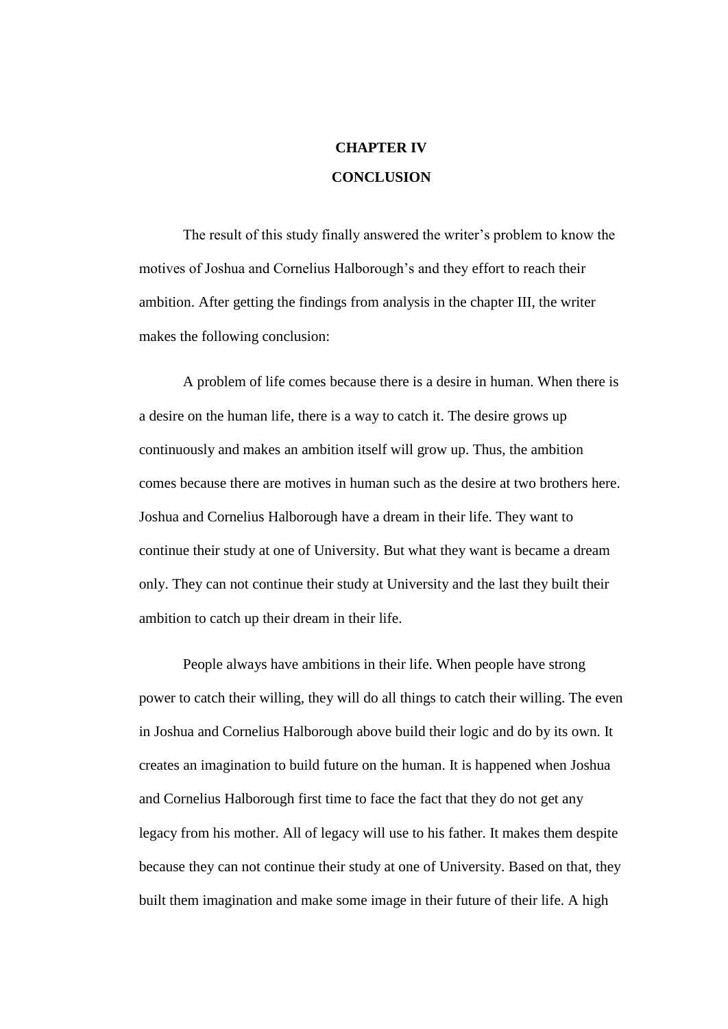# CHAPTER IV
# CONCLUSION

The result of this study finally answered the writer's problem to know the motives of Joshua and Cornelius Halborough's and they effort to reach their ambition. After getting the findings from analysis in the chapter III, the writer makes the following conclusion:

A problem of life comes because there is a desire in human. When there is a desire on the human life, there is a way to catch it. The desire grows up continuously and makes an ambition itself will grow up. Thus, the ambition comes because there are motives in human such as the desire at two brothers here. Joshua and Cornelius Halborough have a dream in their life. They want to continue their study at one of University. But what they want is became a dream only. They can not continue their study at University and the last they built their ambition to catch up their dream in their life.

People always have ambitions in their life. When people have strong power to catch their willing, they will do all things to catch their willing. The even in Joshua and Cornelius Halborough above build their logic and do by its own. It creates an imagination to build future on the human. It is happened when Joshua and Cornelius Halborough first time to face the fact that they do not get any legacy from his mother. All of legacy will use to his father. It makes them despite because they can not continue their study at one of University. Based on that, they built them imagination and make some image in their future of their life. A high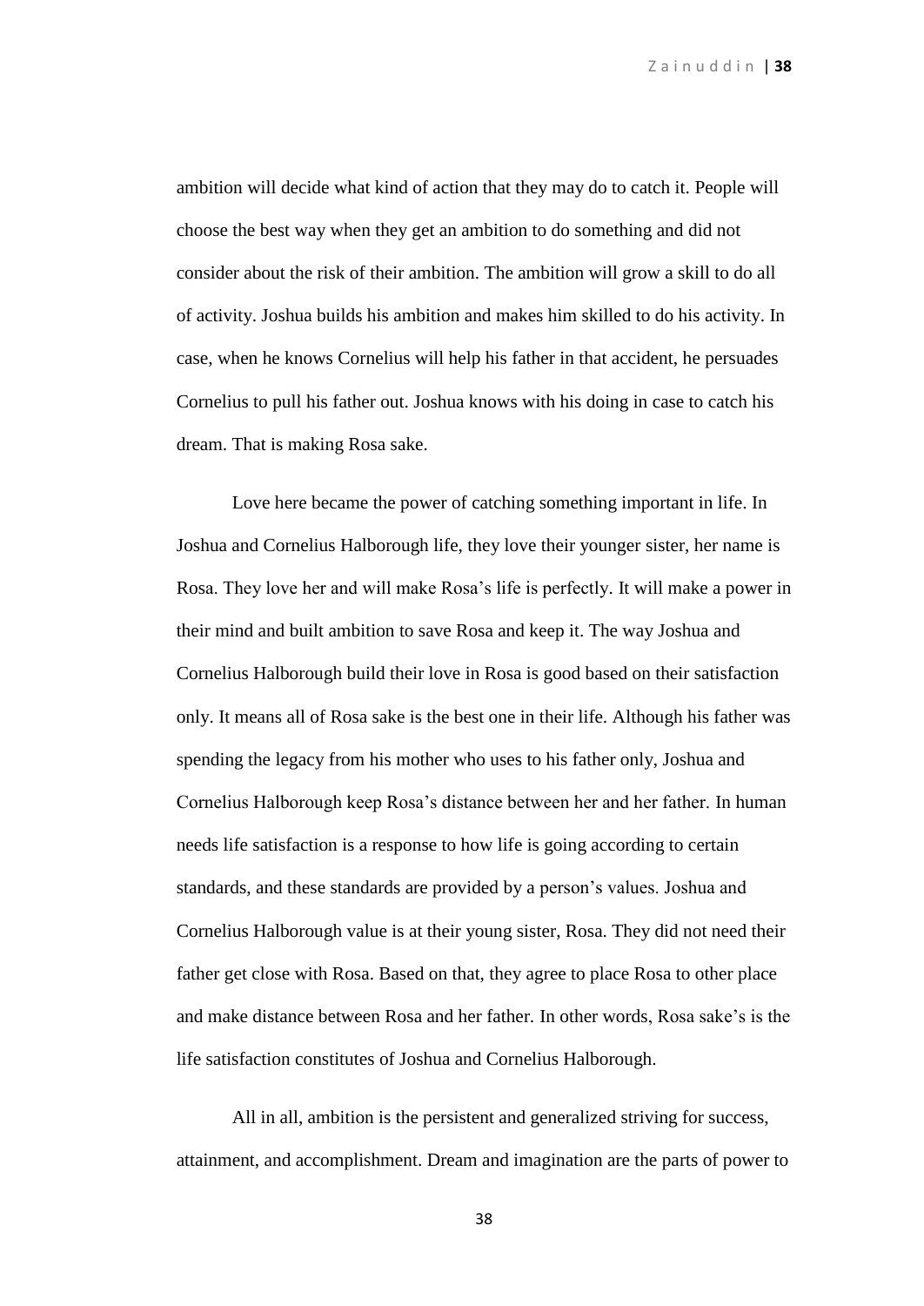ambition will decide what kind of action that they may do to catch it. People will choose the best way when they get an ambition to do something and did not consider about the risk of their ambition. The ambition will grow a skill to do all of activity. Joshua builds his ambition and makes him skilled to do his activity. In case, when he knows Cornelius will help his father in that accident, he persuades Cornelius to pull his father out. Joshua knows with his doing in case to catch his dream. That is making Rosa sake.

Love here became the power of catching something important in life. In Joshua and Cornelius Halborough life, they love their younger sister, her name is Rosa. They love her and will make Rosa's life is perfectly. It will make a power in their mind and built ambition to save Rosa and keep it. The way Joshua and Cornelius Halborough build their love in Rosa is good based on their satisfaction only. It means all of Rosa sake is the best one in their life. Although his father was spending the legacy from his mother who uses to his father only, Joshua and Cornelius Halborough keep Rosa's distance between her and her father. In human needs life satisfaction is a response to how life is going according to certain standards, and these standards are provided by a person's values. Joshua and Cornelius Halborough value is at their young sister, Rosa. They did not need their father get close with Rosa. Based on that, they agree to place Rosa to other place and make distance between Rosa and her father. In other words, Rosa sake's is the life satisfaction constitutes of Joshua and Cornelius Halborough.

All in all, ambition is the persistent and generalized striving for success, attainment, and accomplishment. Dream and imagination are the parts of power to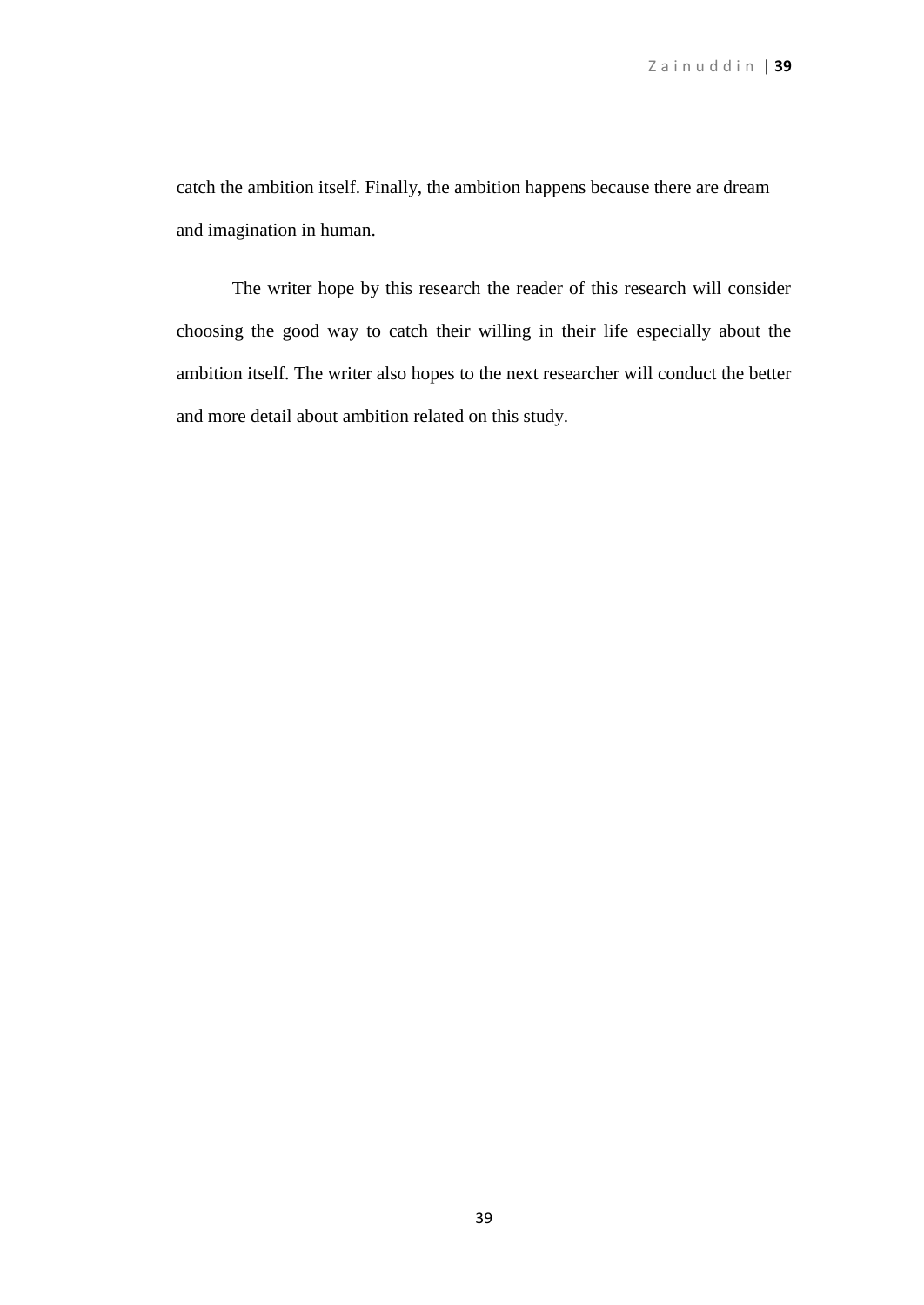catch the ambition itself. Finally, the ambition happens because there are dream and imagination in human.

The writer hope by this research the reader of this research will consider choosing the good way to catch their willing in their life especially about the ambition itself. The writer also hopes to the next researcher will conduct the better and more detail about ambition related on this study.